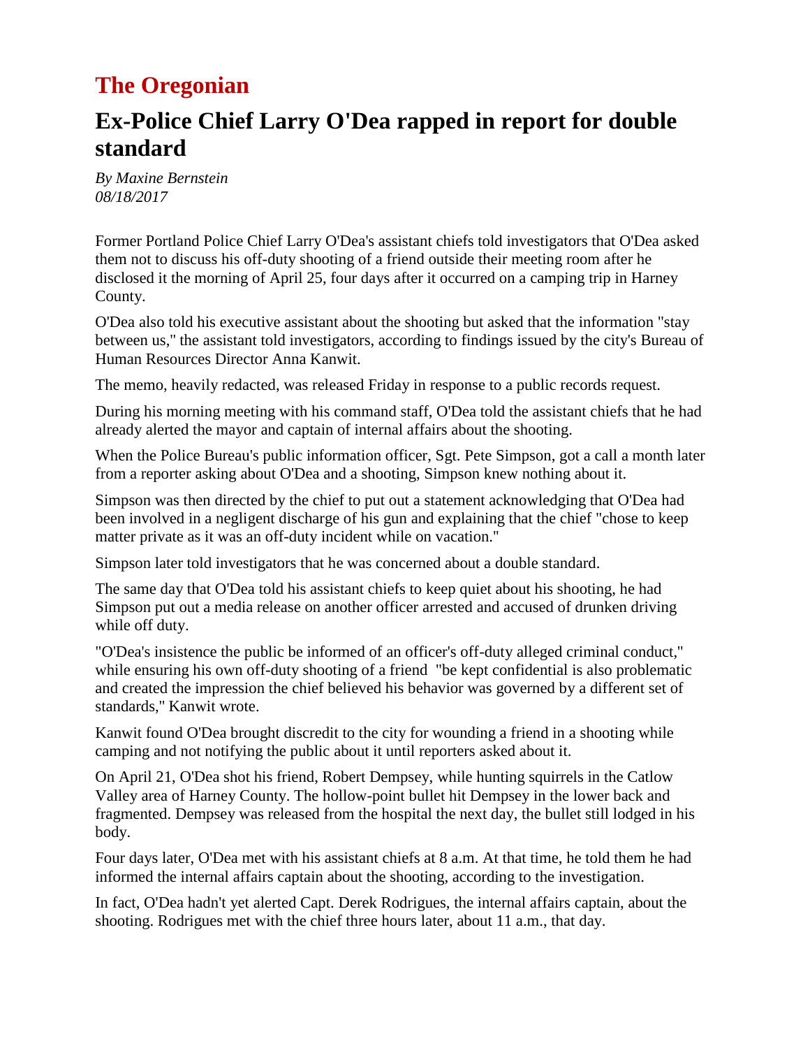# The Oregonian

## Ex-Police Chief Larry O'Dea rapped in report for double standard

*By Maxine Bernstein*
*08/18/2017*

Former Portland Police Chief Larry O'Dea's assistant chiefs told investigators that O'Dea asked them not to discuss his off-duty shooting of a friend outside their meeting room after he disclosed it the morning of April 25, four days after it occurred on a camping trip in Harney County.

O'Dea also told his executive assistant about the shooting but asked that the information "stay between us," the assistant told investigators, according to findings issued by the city's Bureau of Human Resources Director Anna Kanwit.

The memo, heavily redacted, was released Friday in response to a public records request.

During his morning meeting with his command staff, O'Dea told the assistant chiefs that he had already alerted the mayor and captain of internal affairs about the shooting.

When the Police Bureau's public information officer, Sgt. Pete Simpson, got a call a month later from a reporter asking about O'Dea and a shooting, Simpson knew nothing about it.

Simpson was then directed by the chief to put out a statement acknowledging that O'Dea had been involved in a negligent discharge of his gun and explaining that the chief "chose to keep matter private as it was an off-duty incident while on vacation."

Simpson later told investigators that he was concerned about a double standard.

The same day that O'Dea told his assistant chiefs to keep quiet about his shooting, he had Simpson put out a media release on another officer arrested and accused of drunken driving while off duty.

"O'Dea's insistence the public be informed of an officer's off-duty alleged criminal conduct," while ensuring his own off-duty shooting of a friend "be kept confidential is also problematic and created the impression the chief believed his behavior was governed by a different set of standards," Kanwit wrote.

Kanwit found O'Dea brought discredit to the city for wounding a friend in a shooting while camping and not notifying the public about it until reporters asked about it.

On April 21, O'Dea shot his friend, Robert Dempsey, while hunting squirrels in the Catlow Valley area of Harney County. The hollow-point bullet hit Dempsey in the lower back and fragmented. Dempsey was released from the hospital the next day, the bullet still lodged in his body.

Four days later, O'Dea met with his assistant chiefs at 8 a.m. At that time, he told them he had informed the internal affairs captain about the shooting, according to the investigation.

In fact, O'Dea hadn't yet alerted Capt. Derek Rodrigues, the internal affairs captain, about the shooting. Rodrigues met with the chief three hours later, about 11 a.m., that day.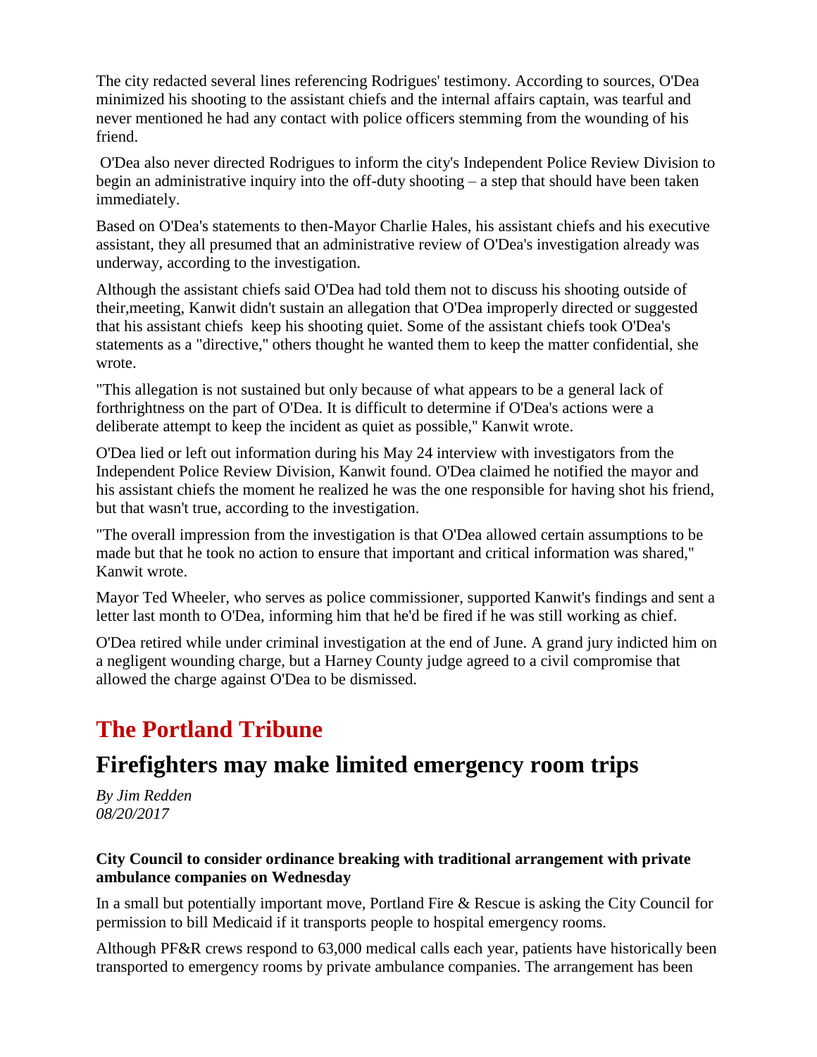The city redacted several lines referencing Rodrigues' testimony. According to sources, O'Dea minimized his shooting to the assistant chiefs and the internal affairs captain, was tearful and never mentioned he had any contact with police officers stemming from the wounding of his friend.

O'Dea also never directed Rodrigues to inform the city's Independent Police Review Division to begin an administrative inquiry into the off-duty shooting – a step that should have been taken immediately.

Based on O'Dea's statements to then-Mayor Charlie Hales, his assistant chiefs and his executive assistant, they all presumed that an administrative review of O'Dea's investigation already was underway, according to the investigation.

Although the assistant chiefs said O'Dea had told them not to discuss his shooting outside of their,meeting, Kanwit didn't sustain an allegation that O'Dea improperly directed or suggested that his assistant chiefs keep his shooting quiet. Some of the assistant chiefs took O'Dea's statements as a "directive," others thought he wanted them to keep the matter confidential, she wrote.

"This allegation is not sustained but only because of what appears to be a general lack of forthrightness on the part of O'Dea. It is difficult to determine if O'Dea's actions were a deliberate attempt to keep the incident as quiet as possible," Kanwit wrote.

O'Dea lied or left out information during his May 24 interview with investigators from the Independent Police Review Division, Kanwit found. O'Dea claimed he notified the mayor and his assistant chiefs the moment he realized he was the one responsible for having shot his friend, but that wasn't true, according to the investigation.

"The overall impression from the investigation is that O'Dea allowed certain assumptions to be made but that he took no action to ensure that important and critical information was shared," Kanwit wrote.

Mayor Ted Wheeler, who serves as police commissioner, supported Kanwit's findings and sent a letter last month to O'Dea, informing him that he'd be fired if he was still working as chief.

O'Dea retired while under criminal investigation at the end of June. A grand jury indicted him on a negligent wounding charge, but a Harney County judge agreed to a civil compromise that allowed the charge against O'Dea to be dismissed.

# The Portland Tribune

## Firefighters may make limited emergency room trips

*By Jim Redden*
*08/20/2017*

**City Council to consider ordinance breaking with traditional arrangement with private ambulance companies on Wednesday**

In a small but potentially important move, Portland Fire & Rescue is asking the City Council for permission to bill Medicaid if it transports people to hospital emergency rooms.

Although PF&R crews respond to 63,000 medical calls each year, patients have historically been transported to emergency rooms by private ambulance companies. The arrangement has been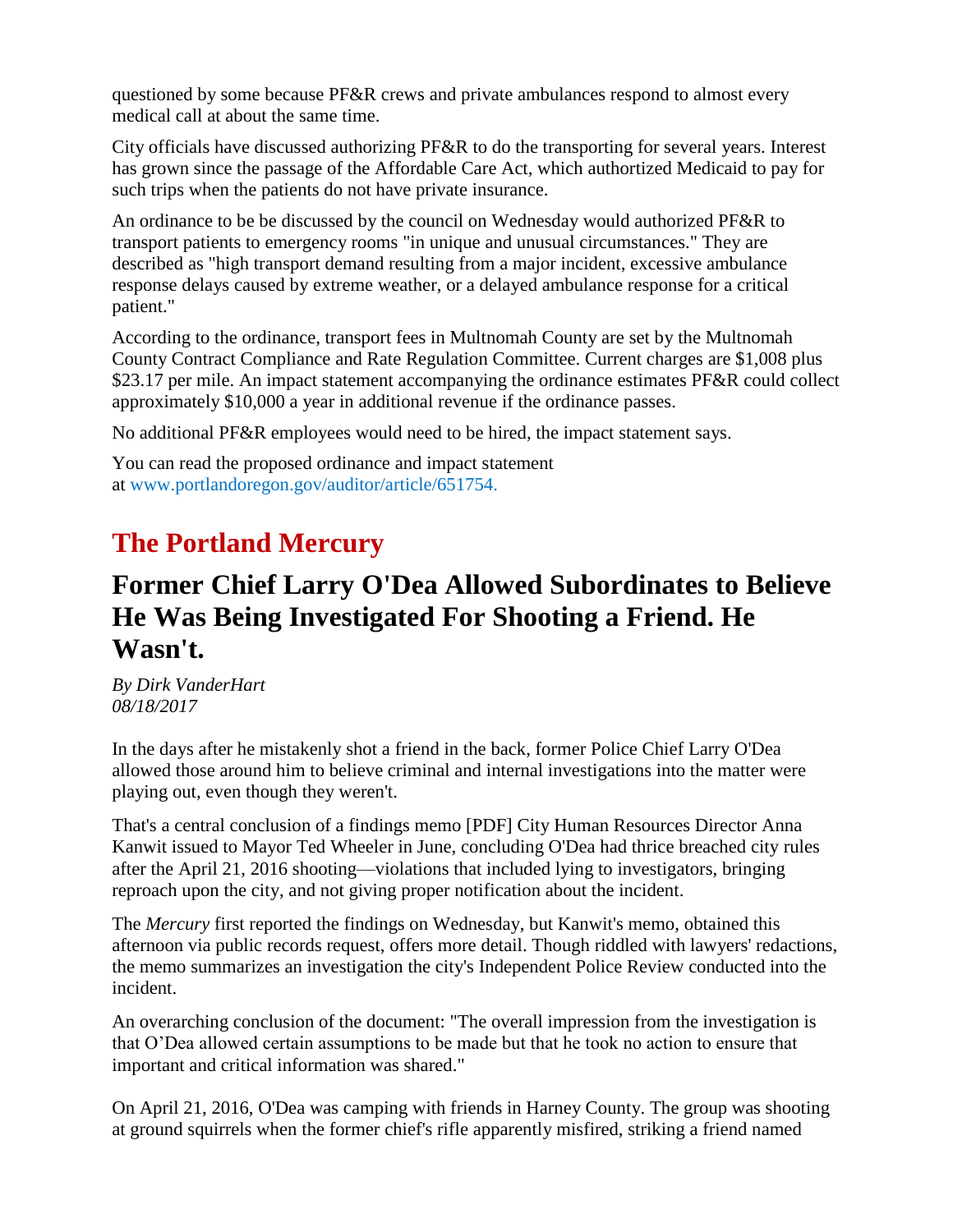questioned by some because PF&R crews and private ambulances respond to almost every medical call at about the same time.

City officials have discussed authorizing PF&R to do the transporting for several years. Interest has grown since the passage of the Affordable Care Act, which authortized Medicaid to pay for such trips when the patients do not have private insurance.

An ordinance to be be discussed by the council on Wednesday would authorized PF&R to transport patients to emergency rooms "in unique and unusual circumstances." They are described as "high transport demand resulting from a major incident, excessive ambulance response delays caused by extreme weather, or a delayed ambulance response for a critical patient."

According to the ordinance, transport fees in Multnomah County are set by the Multnomah County Contract Compliance and Rate Regulation Committee. Current charges are $1,008 plus $23.17 per mile. An impact statement accompanying the ordinance estimates PF&R could collect approximately $10,000 a year in additional revenue if the ordinance passes.

No additional PF&R employees would need to be hired, the impact statement says.

You can read the proposed ordinance and impact statement at www.portlandoregon.gov/auditor/article/651754.

## The Portland Mercury

## Former Chief Larry O'Dea Allowed Subordinates to Believe He Was Being Investigated For Shooting a Friend. He Wasn't.

*By Dirk VanderHart*
*08/18/2017*

In the days after he mistakenly shot a friend in the back, former Police Chief Larry O'Dea allowed those around him to believe criminal and internal investigations into the matter were playing out, even though they weren't.

That's a central conclusion of a findings memo [PDF] City Human Resources Director Anna Kanwit issued to Mayor Ted Wheeler in June, concluding O'Dea had thrice breached city rules after the April 21, 2016 shooting—violations that included lying to investigators, bringing reproach upon the city, and not giving proper notification about the incident.

The *Mercury* first reported the findings on Wednesday, but Kanwit's memo, obtained this afternoon via public records request, offers more detail. Though riddled with lawyers' redactions, the memo summarizes an investigation the city's Independent Police Review conducted into the incident.

An overarching conclusion of the document: "The overall impression from the investigation is that O'Dea allowed certain assumptions to be made but that he took no action to ensure that important and critical information was shared."

On April 21, 2016, O'Dea was camping with friends in Harney County. The group was shooting at ground squirrels when the former chief's rifle apparently misfired, striking a friend named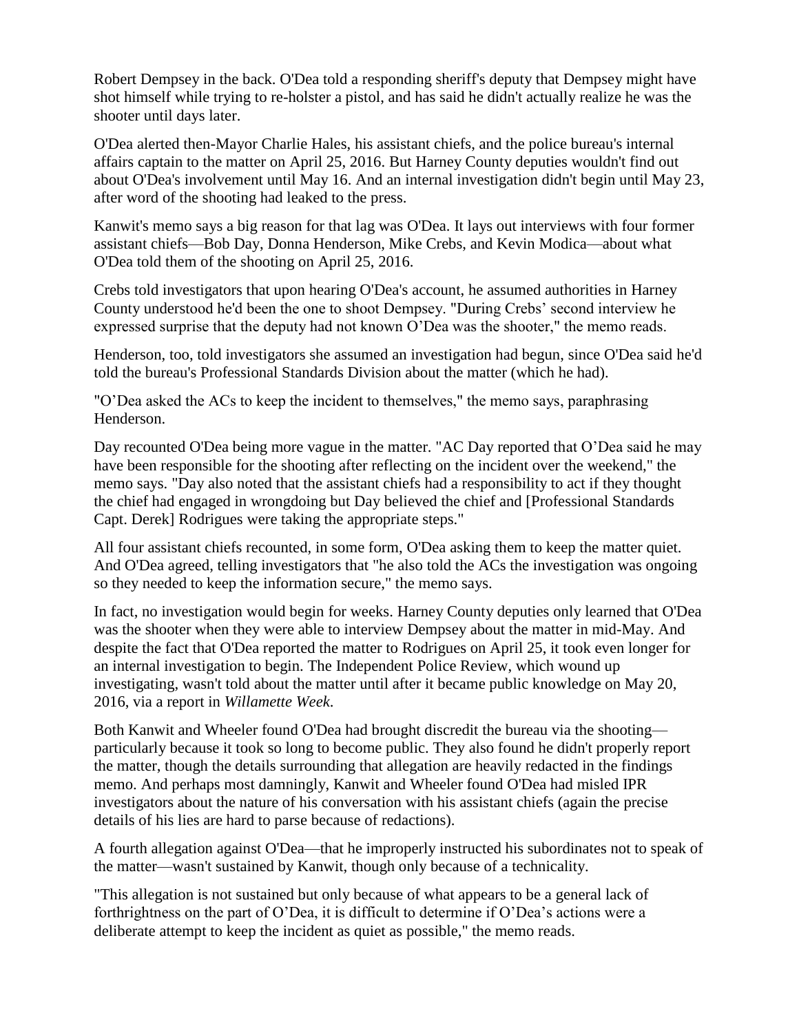Robert Dempsey in the back. O'Dea told a responding sheriff's deputy that Dempsey might have shot himself while trying to re-holster a pistol, and has said he didn't actually realize he was the shooter until days later.

O'Dea alerted then-Mayor Charlie Hales, his assistant chiefs, and the police bureau's internal affairs captain to the matter on April 25, 2016. But Harney County deputies wouldn't find out about O'Dea's involvement until May 16. And an internal investigation didn't begin until May 23, after word of the shooting had leaked to the press.

Kanwit's memo says a big reason for that lag was O'Dea. It lays out interviews with four former assistant chiefs—Bob Day, Donna Henderson, Mike Crebs, and Kevin Modica—about what O'Dea told them of the shooting on April 25, 2016.

Crebs told investigators that upon hearing O'Dea's account, he assumed authorities in Harney County understood he'd been the one to shoot Dempsey. "During Crebs' second interview he expressed surprise that the deputy had not known O'Dea was the shooter," the memo reads.

Henderson, too, told investigators she assumed an investigation had begun, since O'Dea said he'd told the bureau's Professional Standards Division about the matter (which he had).

"O'Dea asked the ACs to keep the incident to themselves," the memo says, paraphrasing Henderson.

Day recounted O'Dea being more vague in the matter. "AC Day reported that O'Dea said he may have been responsible for the shooting after reflecting on the incident over the weekend," the memo says. "Day also noted that the assistant chiefs had a responsibility to act if they thought the chief had engaged in wrongdoing but Day believed the chief and [Professional Standards Capt. Derek] Rodrigues were taking the appropriate steps."

All four assistant chiefs recounted, in some form, O'Dea asking them to keep the matter quiet. And O'Dea agreed, telling investigators that "he also told the ACs the investigation was ongoing so they needed to keep the information secure," the memo says.

In fact, no investigation would begin for weeks. Harney County deputies only learned that O'Dea was the shooter when they were able to interview Dempsey about the matter in mid-May. And despite the fact that O'Dea reported the matter to Rodrigues on April 25, it took even longer for an internal investigation to begin. The Independent Police Review, which wound up investigating, wasn't told about the matter until after it became public knowledge on May 20, 2016, via a report in *Willamette Week*.

Both Kanwit and Wheeler found O'Dea had brought discredit the bureau via the shooting—particularly because it took so long to become public. They also found he didn't properly report the matter, though the details surrounding that allegation are heavily redacted in the findings memo. And perhaps most damningly, Kanwit and Wheeler found O'Dea had misled IPR investigators about the nature of his conversation with his assistant chiefs (again the precise details of his lies are hard to parse because of redactions).

A fourth allegation against O'Dea—that he improperly instructed his subordinates not to speak of the matter—wasn't sustained by Kanwit, though only because of a technicality.

"This allegation is not sustained but only because of what appears to be a general lack of forthrightness on the part of O'Dea, it is difficult to determine if O'Dea's actions were a deliberate attempt to keep the incident as quiet as possible," the memo reads.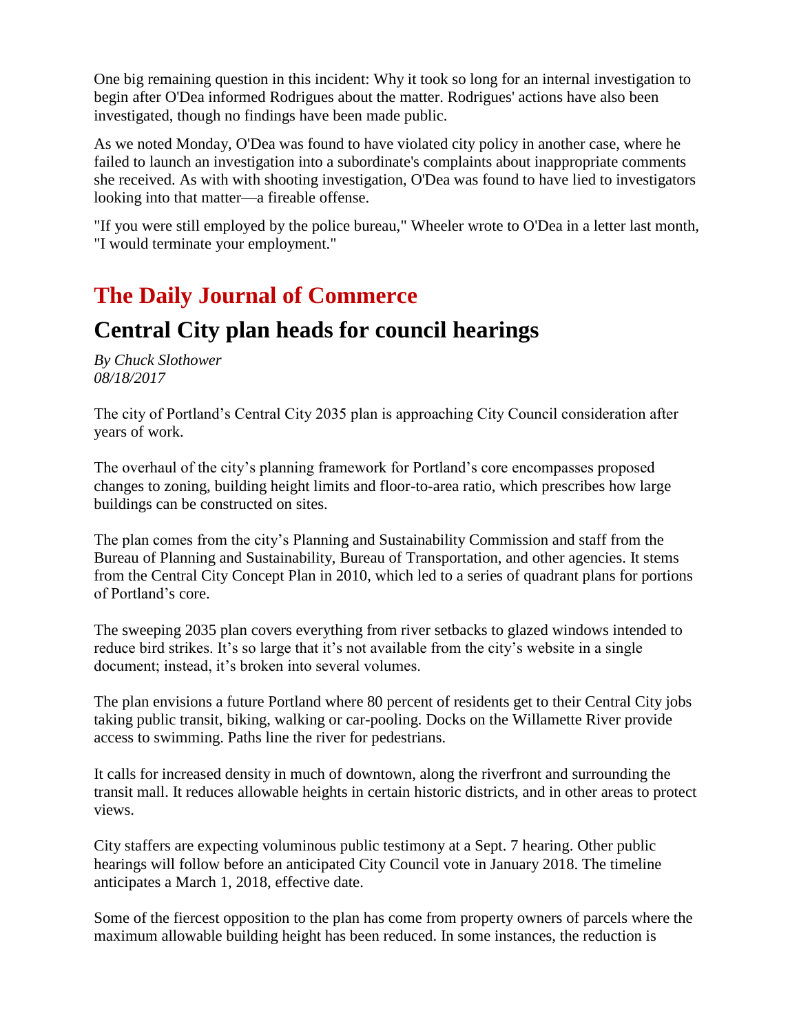One big remaining question in this incident: Why it took so long for an internal investigation to begin after O'Dea informed Rodrigues about the matter. Rodrigues' actions have also been investigated, though no findings have been made public.

As we noted Monday, O'Dea was found to have violated city policy in another case, where he failed to launch an investigation into a subordinate's complaints about inappropriate comments she received. As with with shooting investigation, O'Dea was found to have lied to investigators looking into that matter—a fireable offense.

"If you were still employed by the police bureau," Wheeler wrote to O'Dea in a letter last month, "I would terminate your employment."

## The Daily Journal of Commerce

## Central City plan heads for council hearings

*By Chuck Slothower*
*08/18/2017*

The city of Portland's Central City 2035 plan is approaching City Council consideration after years of work.

The overhaul of the city's planning framework for Portland's core encompasses proposed changes to zoning, building height limits and floor-to-area ratio, which prescribes how large buildings can be constructed on sites.

The plan comes from the city's Planning and Sustainability Commission and staff from the Bureau of Planning and Sustainability, Bureau of Transportation, and other agencies. It stems from the Central City Concept Plan in 2010, which led to a series of quadrant plans for portions of Portland's core.

The sweeping 2035 plan covers everything from river setbacks to glazed windows intended to reduce bird strikes. It's so large that it's not available from the city's website in a single document; instead, it's broken into several volumes.

The plan envisions a future Portland where 80 percent of residents get to their Central City jobs taking public transit, biking, walking or car-pooling. Docks on the Willamette River provide access to swimming. Paths line the river for pedestrians.

It calls for increased density in much of downtown, along the riverfront and surrounding the transit mall. It reduces allowable heights in certain historic districts, and in other areas to protect views.

City staffers are expecting voluminous public testimony at a Sept. 7 hearing. Other public hearings will follow before an anticipated City Council vote in January 2018. The timeline anticipates a March 1, 2018, effective date.

Some of the fiercest opposition to the plan has come from property owners of parcels where the maximum allowable building height has been reduced. In some instances, the reduction is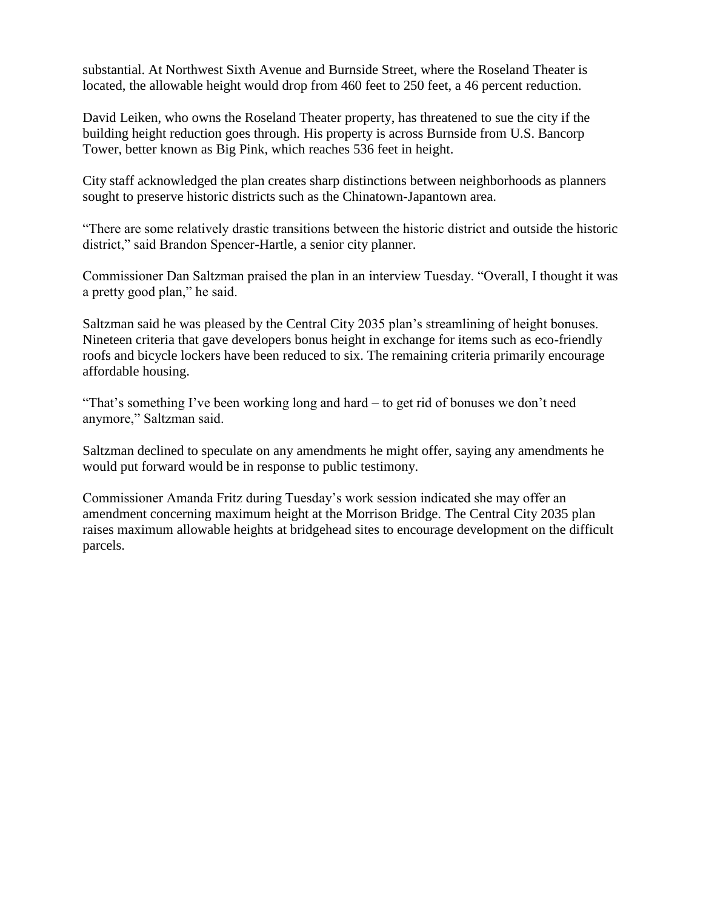substantial. At Northwest Sixth Avenue and Burnside Street, where the Roseland Theater is located, the allowable height would drop from 460 feet to 250 feet, a 46 percent reduction.

David Leiken, who owns the Roseland Theater property, has threatened to sue the city if the building height reduction goes through. His property is across Burnside from U.S. Bancorp Tower, better known as Big Pink, which reaches 536 feet in height.

City staff acknowledged the plan creates sharp distinctions between neighborhoods as planners sought to preserve historic districts such as the Chinatown-Japantown area.

"There are some relatively drastic transitions between the historic district and outside the historic district," said Brandon Spencer-Hartle, a senior city planner.

Commissioner Dan Saltzman praised the plan in an interview Tuesday. "Overall, I thought it was a pretty good plan," he said.

Saltzman said he was pleased by the Central City 2035 plan's streamlining of height bonuses. Nineteen criteria that gave developers bonus height in exchange for items such as eco-friendly roofs and bicycle lockers have been reduced to six. The remaining criteria primarily encourage affordable housing.

"That's something I've been working long and hard – to get rid of bonuses we don't need anymore," Saltzman said.

Saltzman declined to speculate on any amendments he might offer, saying any amendments he would put forward would be in response to public testimony.

Commissioner Amanda Fritz during Tuesday's work session indicated she may offer an amendment concerning maximum height at the Morrison Bridge. The Central City 2035 plan raises maximum allowable heights at bridgehead sites to encourage development on the difficult parcels.